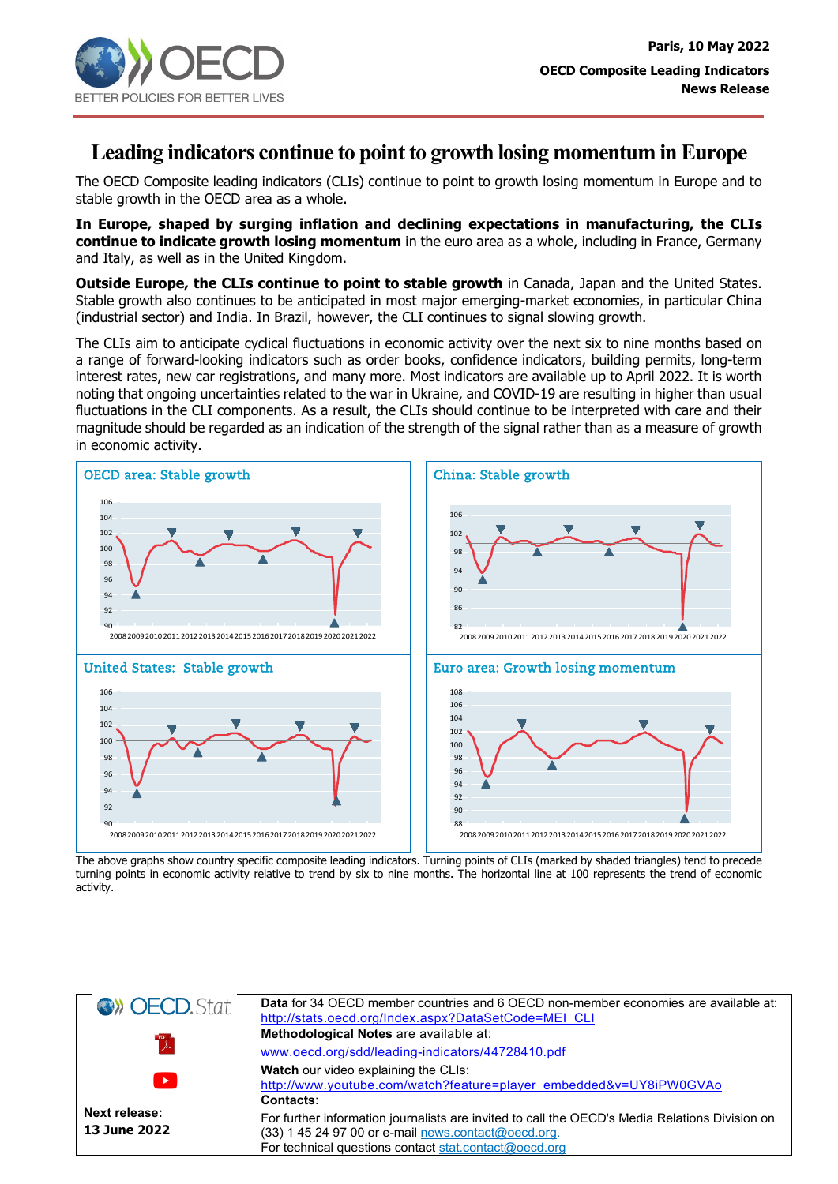Paris, 10 May 2022

**OECD Composite Leading Indicators**
**News Release**

# Leading indicators continue to point to growth losing momentum in Europe

The OECD Composite leading indicators (CLIs) continue to point to growth losing momentum in Europe and to stable growth in the OECD area as a whole.

**In Europe, shaped by surging inflation and declining expectations in manufacturing, the CLIs continue to indicate growth losing momentum** in the euro area as a whole, including in France, Germany and Italy, as well as in the United Kingdom.

**Outside Europe, the CLIs continue to point to stable growth** in Canada, Japan and the United States. Stable growth also continues to be anticipated in most major emerging-market economies, in particular China (industrial sector) and India. In Brazil, however, the CLI continues to signal slowing growth.

The CLIs aim to anticipate cyclical fluctuations in economic activity over the next six to nine months based on a range of forward-looking indicators such as order books, confidence indicators, building permits, long-term interest rates, new car registrations, and many more. Most indicators are available up to April 2022. It is worth noting that ongoing uncertainties related to the war in Ukraine, and COVID-19 are resulting in higher than usual fluctuations in the CLI components. As a result, the CLIs should continue to be interpreted with care and their magnitude should be regarded as an indication of the strength of the signal rather than as a measure of growth in economic activity.

**OECD area: Stable growth**

**China: Stable growth**

**United States: Stable growth**

**Euro area: Growth losing momentum**

The above graphs show country specific composite leading indicators. Turning points of CLIs (marked by shaded triangles) tend to precede turning points in economic activity relative to trend by six to nine months. The horizontal line at 100 represents the trend of economic activity.

| | |
|---|---|
| OECD.Stat | **Data** for 34 OECD member countries and 6 OECD non-member economies are available at: http://stats.oecd.org/Index.aspx?DataSetCode=MEI_CLI |
| | **Methodological Notes** are available at: www.oecd.org/sdd/leading-indicators/44728410.pdf |
| | **Watch** our video explaining the CLIs: http://www.youtube.com/watch?feature=player_embedded&v=UY8iPW0GVAo |
| **Next release: 13 June 2022** | **Contacts**: For further information journalists are invited to call the OECD's Media Relations Division on (33) 1 45 24 97 00 or e-mail news.contact@oecd.org. For technical questions contact stat.contact@oecd.org |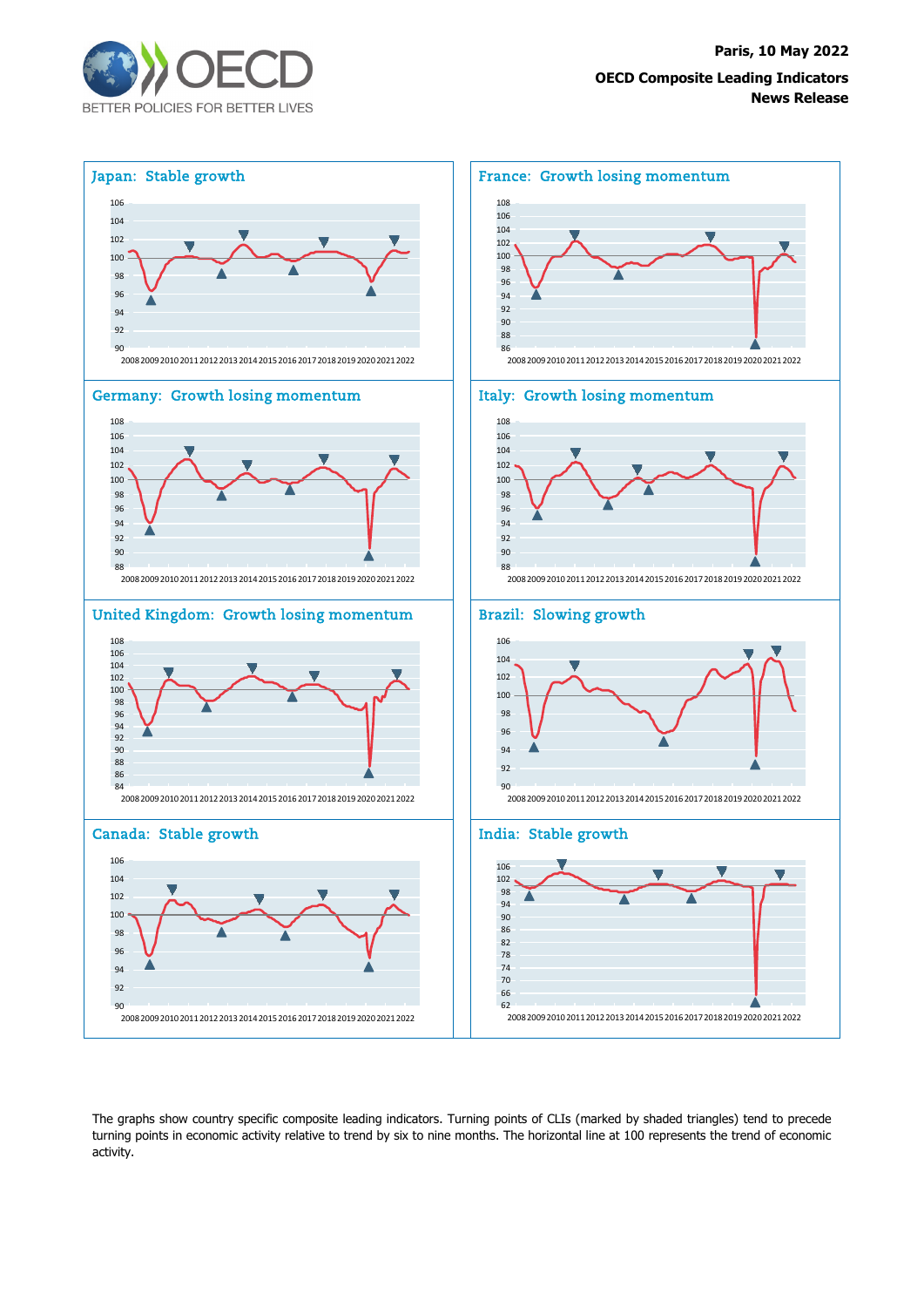**Paris, 10 May 2022**

**OECD Composite Leading Indicators**
**News Release**

### Japan: Stable growth

### France: Growth losing momentum

### Germany: Growth losing momentum

### Italy: Growth losing momentum

### United Kingdom: Growth losing momentum

### Brazil: Slowing growth

### Canada: Stable growth

### India: Stable growth

The graphs show country specific composite leading indicators. Turning points of CLIs (marked by shaded triangles) tend to precede turning points in economic activity relative to trend by six to nine months. The horizontal line at 100 represents the trend of economic activity.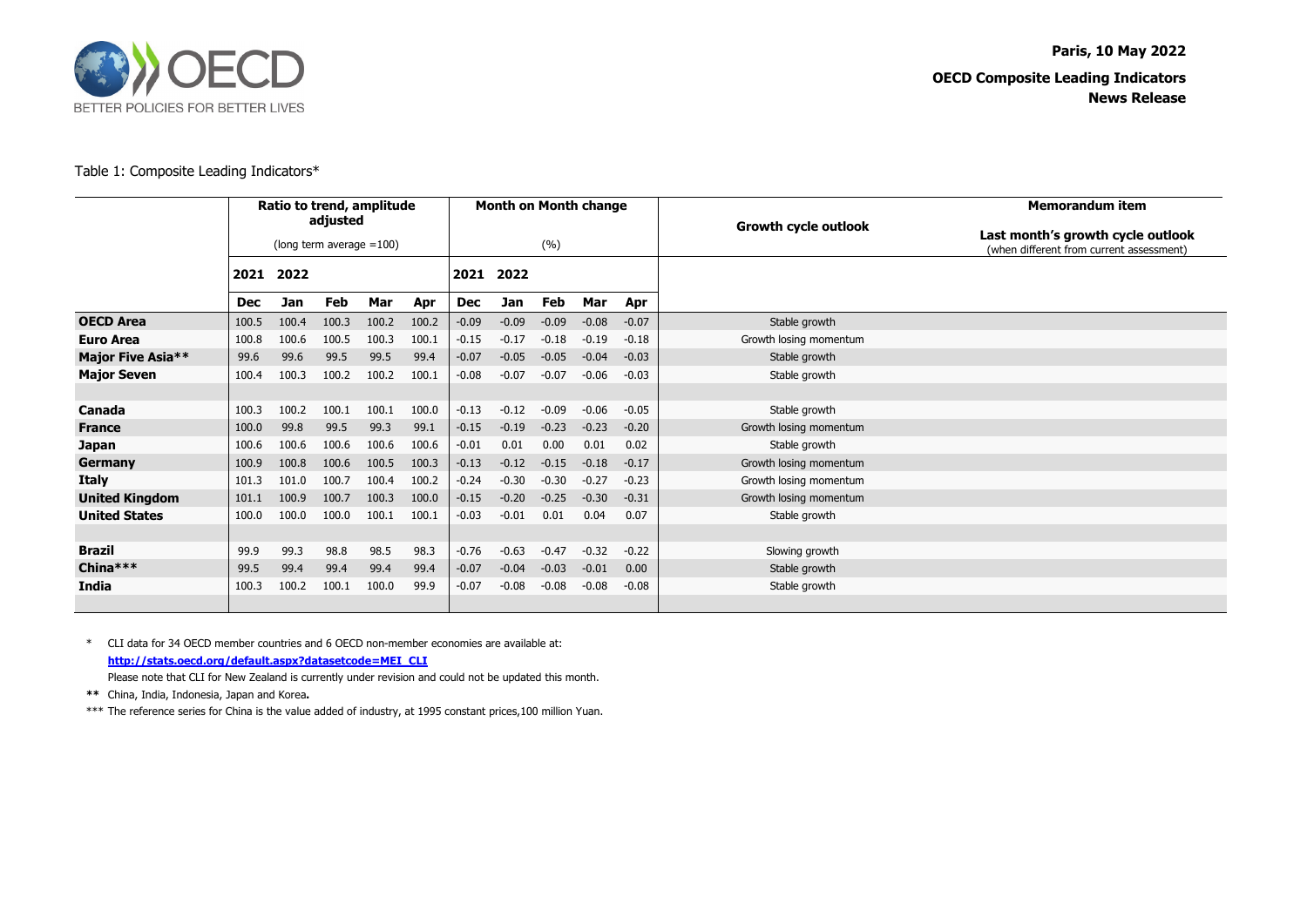Paris, 10 May 2022

**OECD Composite Leading Indicators**
**News Release**

Table 1: Composite Leading Indicators*

| | Ratio to trend, amplitude adjusted (long term average =100) | | | | | Month on Month change (%) | | | | | Growth cycle outlook | Memorandum item: Last month's growth cycle outlook (when different from current assessment) |
|---|---|---|---|---|---|---|---|---|---|---|---|---|
| | 2021 | 2022 | | | | 2021 | 2022 | | | | | |
| | **Dec** | **Jan** | **Feb** | **Mar** | **Apr** | **Dec** | **Jan** | **Feb** | **Mar** | **Apr** | | |
| **OECD Area** | 100.5 | 100.4 | 100.3 | 100.2 | 100.2 | -0.09 | -0.09 | -0.09 | -0.08 | -0.07 | Stable growth | |
| **Euro Area** | 100.8 | 100.6 | 100.5 | 100.3 | 100.1 | -0.15 | -0.17 | -0.18 | -0.19 | -0.18 | Growth losing momentum | |
| **Major Five Asia**** | 99.6 | 99.6 | 99.5 | 99.5 | 99.4 | -0.07 | -0.05 | -0.05 | -0.04 | -0.03 | Stable growth | |
| **Major Seven** | 100.4 | 100.3 | 100.2 | 100.2 | 100.1 | -0.08 | -0.07 | -0.07 | -0.06 | -0.03 | Stable growth | |
| | | | | | | | | | | | | |
| **Canada** | 100.3 | 100.2 | 100.1 | 100.1 | 100.0 | -0.13 | -0.12 | -0.09 | -0.06 | -0.05 | Stable growth | |
| **France** | 100.0 | 99.8 | 99.5 | 99.3 | 99.1 | -0.15 | -0.19 | -0.23 | -0.23 | -0.20 | Growth losing momentum | |
| **Japan** | 100.6 | 100.6 | 100.6 | 100.6 | 100.6 | -0.01 | 0.01 | 0.00 | 0.01 | 0.02 | Stable growth | |
| **Germany** | 100.9 | 100.8 | 100.6 | 100.5 | 100.3 | -0.13 | -0.12 | -0.15 | -0.18 | -0.17 | Growth losing momentum | |
| **Italy** | 101.3 | 101.0 | 100.7 | 100.4 | 100.2 | -0.24 | -0.30 | -0.30 | -0.27 | -0.23 | Growth losing momentum | |
| **United Kingdom** | 101.1 | 100.9 | 100.7 | 100.3 | 100.0 | -0.15 | -0.20 | -0.25 | -0.30 | -0.31 | Growth losing momentum | |
| **United States** | 100.0 | 100.0 | 100.0 | 100.1 | 100.1 | -0.03 | -0.01 | 0.01 | 0.04 | 0.07 | Stable growth | |
| | | | | | | | | | | | | |
| **Brazil** | 99.9 | 99.3 | 98.8 | 98.5 | 98.3 | -0.76 | -0.63 | -0.47 | -0.32 | -0.22 | Slowing growth | |
| **China***** | 99.5 | 99.4 | 99.4 | 99.4 | 99.4 | -0.07 | -0.04 | -0.03 | -0.01 | 0.00 | Stable growth | |
| **India** | 100.3 | 100.2 | 100.1 | 100.0 | 99.9 | -0.07 | -0.08 | -0.08 | -0.08 | -0.08 | Stable growth | |

\* CLI data for 34 OECD member countries and 6 OECD non-member economies are available at:
**http://stats.oecd.org/default.aspx?datasetcode=MEI_CLI**
Please note that CLI for New Zealand is currently under revision and could not be updated this month.

** China, India, Indonesia, Japan and Korea.

*** The reference series for China is the value added of industry, at 1995 constant prices,100 million Yuan.